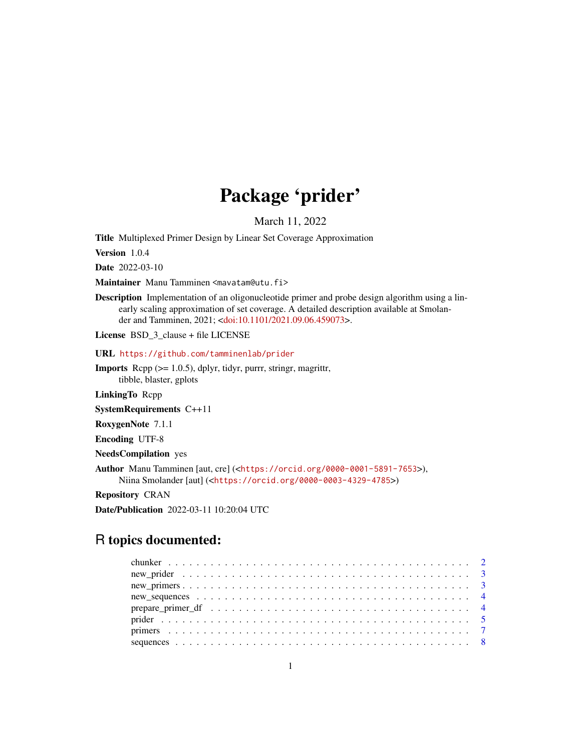# Package 'prider'

March 11, 2022

**Title** Multiplexed Primer Design by Linear Set Coverage Approximation

**Version** 1.0.4

**Date** 2022-03-10

**Maintainer** Manu Tamminen <mavatam@utu.fi>

**Description** Implementation of an oligonucleotide primer and probe design algorithm using a linearly scaling approximation of set coverage. A detailed description available at Smolander and Tamminen, 2021; <doi:10.1101/2021.09.06.459073>.

**License** BSD_3_clause + file LICENSE

**URL** https://github.com/tamminenlab/prider

**Imports** Rcpp (>= 1.0.5), dplyr, tidyr, purrr, stringr, magrittr, tibble, blaster, gplots

**LinkingTo** Rcpp

**SystemRequirements** C++11

**RoxygenNote** 7.1.1

**Encoding** UTF-8

**NeedsCompilation** yes

**Author** Manu Tamminen [aut, cre] (<https://orcid.org/0000-0001-5891-7653>), Niina Smolander [aut] (<https://orcid.org/0000-0003-4329-4785>)

**Repository** CRAN

**Date/Publication** 2022-03-11 10:20:04 UTC

## R topics documented:

- chunker . . . 2
- new_prider . . . 3
- new_primers . . . 3
- new_sequences . . . 4
- prepare_primer_df . . . 4
- prider . . . 5
- primers . . . 7
- sequences . . . 8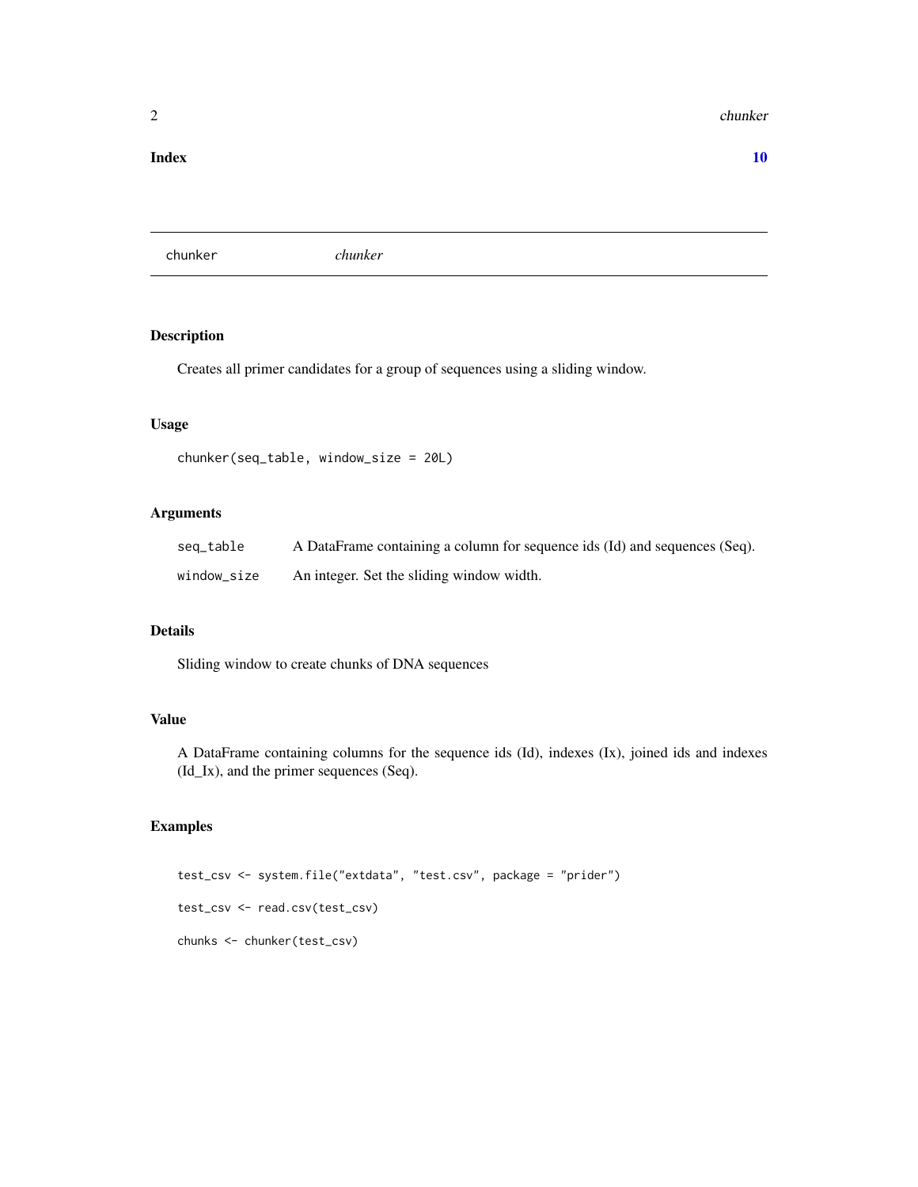**Index** **10**

## chunker — *chunker*

### Description

Creates all primer candidates for a group of sequences using a sliding window.

### Usage

```
chunker(seq_table, window_size = 20L)
```

### Arguments

| | |
|---|---|
| `seq_table` | A DataFrame containing a column for sequence ids (Id) and sequences (Seq). |
| `window_size` | An integer. Set the sliding window width. |

### Details

Sliding window to create chunks of DNA sequences

### Value

A DataFrame containing columns for the sequence ids (Id), indexes (Ix), joined ids and indexes (Id_Ix), and the primer sequences (Seq).

### Examples

```
test_csv <- system.file("extdata", "test.csv", package = "prider")

test_csv <- read.csv(test_csv)

chunks <- chunker(test_csv)
```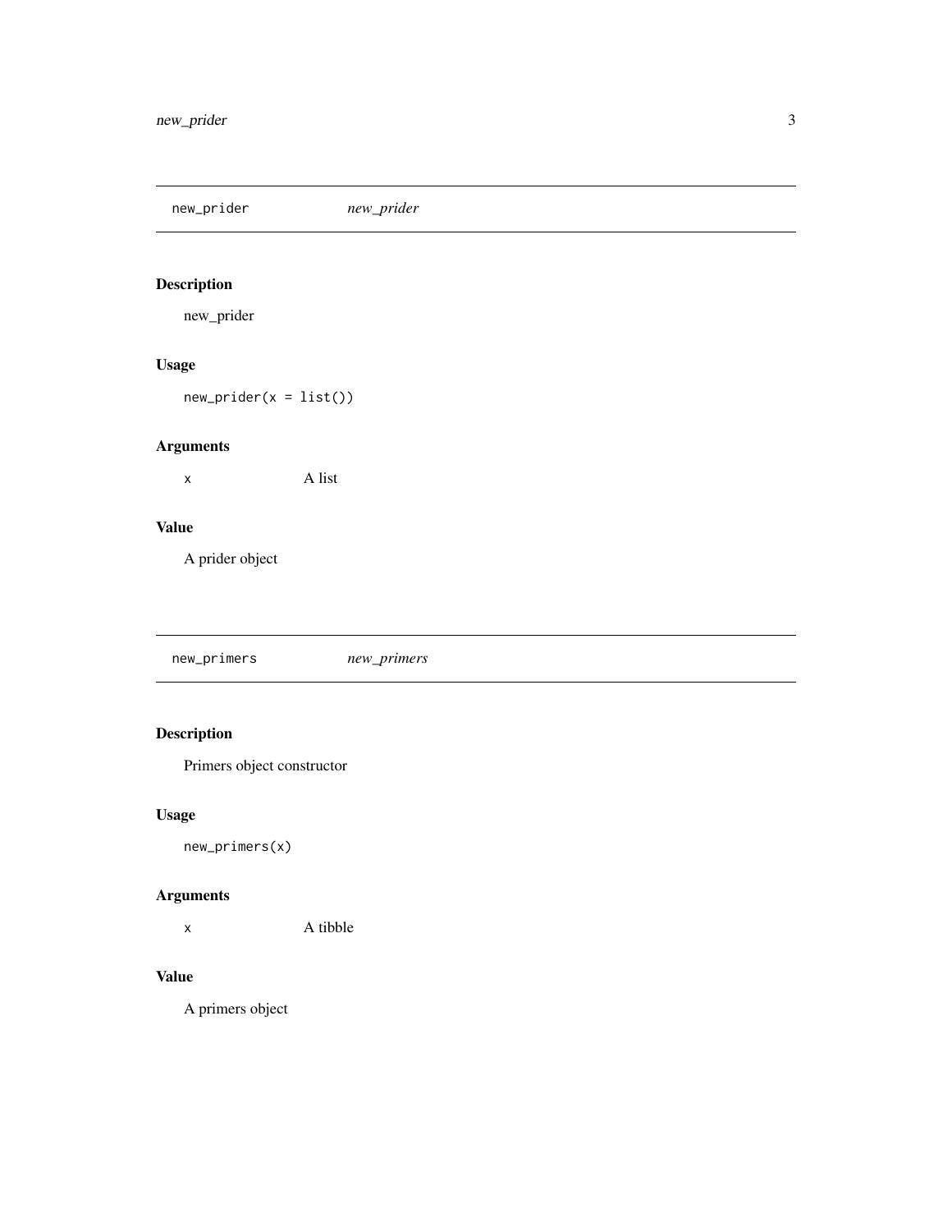## new_prider — *new_prider*

### Description

new_prider

### Usage

```
new_prider(x = list())
```

### Arguments

| | |
|---|---|
| x | A list |

### Value

A prider object

## new_primers — *new_primers*

### Description

Primers object constructor

### Usage

```
new_primers(x)
```

### Arguments

| | |
|---|---|
| x | A tibble |

### Value

A primers object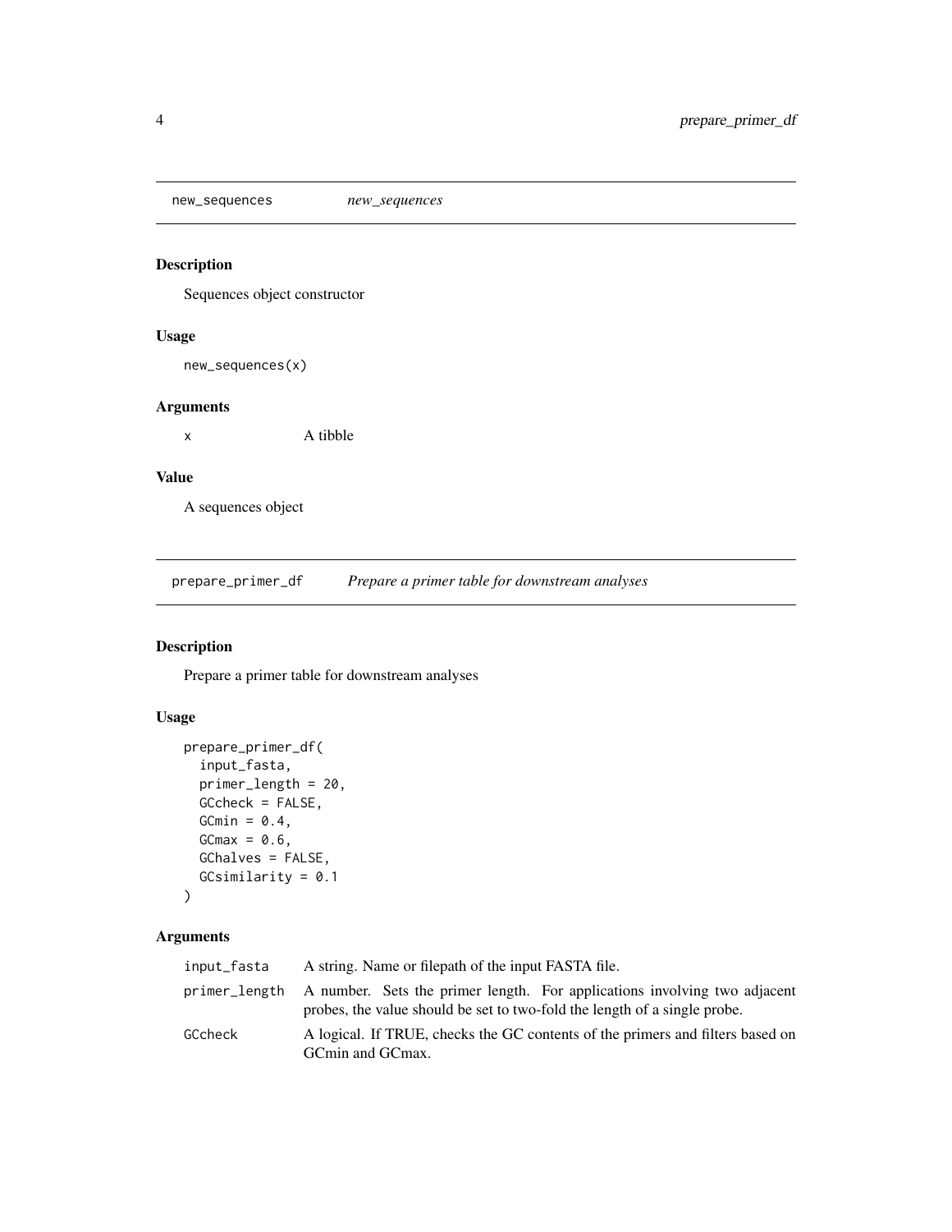## new_sequences *new_sequences*

### Description

Sequences object constructor

### Usage

```
new_sequences(x)
```

### Arguments

| | |
|---|---|
| x | A tibble |

### Value

A sequences object

## prepare_primer_df *Prepare a primer table for downstream analyses*

### Description

Prepare a primer table for downstream analyses

### Usage

```
prepare_primer_df(
  input_fasta,
  primer_length = 20,
  GCcheck = FALSE,
  GCmin = 0.4,
  GCmax = 0.6,
  GChalves = FALSE,
  GCsimilarity = 0.1
)
```

### Arguments

| | |
|---|---|
| input_fasta | A string. Name or filepath of the input FASTA file. |
| primer_length | A number. Sets the primer length. For applications involving two adjacent probes, the value should be set to two-fold the length of a single probe. |
| GCcheck | A logical. If TRUE, checks the GC contents of the primers and filters based on GCmin and GCmax. |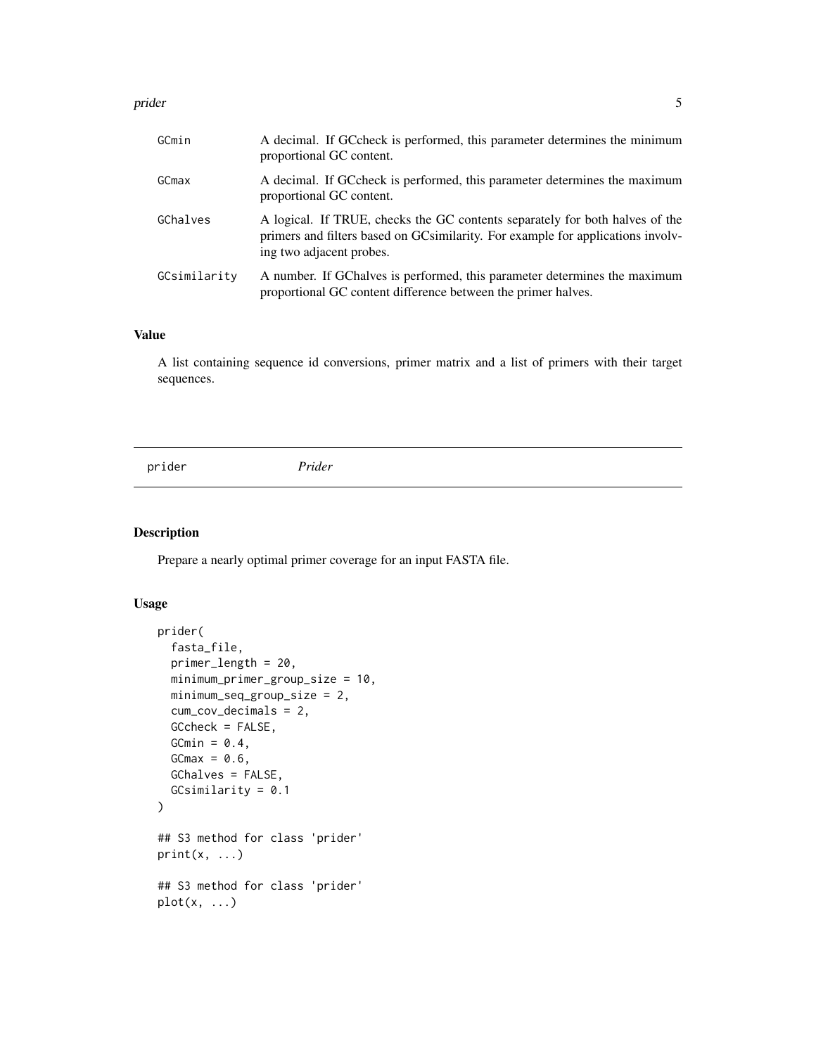| | |
|---|---|
| GCmin | A decimal. If GCcheck is performed, this parameter determines the minimum proportional GC content. |
| GCmax | A decimal. If GCcheck is performed, this parameter determines the maximum proportional GC content. |
| GChalves | A logical. If TRUE, checks the GC contents separately for both halves of the primers and filters based on GCsimilarity. For example for applications involving two adjacent probes. |
| GCsimilarity | A number. If GChalves is performed, this parameter determines the maximum proportional GC content difference between the primer halves. |

### Value

A list containing sequence id conversions, primer matrix and a list of primers with their target sequences.

---

## prider    *Prider*

---

### Description

Prepare a nearly optimal primer coverage for an input FASTA file.

### Usage

```
prider(
  fasta_file,
  primer_length = 20,
  minimum_primer_group_size = 10,
  minimum_seq_group_size = 2,
  cum_cov_decimals = 2,
  GCcheck = FALSE,
  GCmin = 0.4,
  GCmax = 0.6,
  GChalves = FALSE,
  GCsimilarity = 0.1
)

## S3 method for class 'prider'
print(x, ...)

## S3 method for class 'prider'
plot(x, ...)
```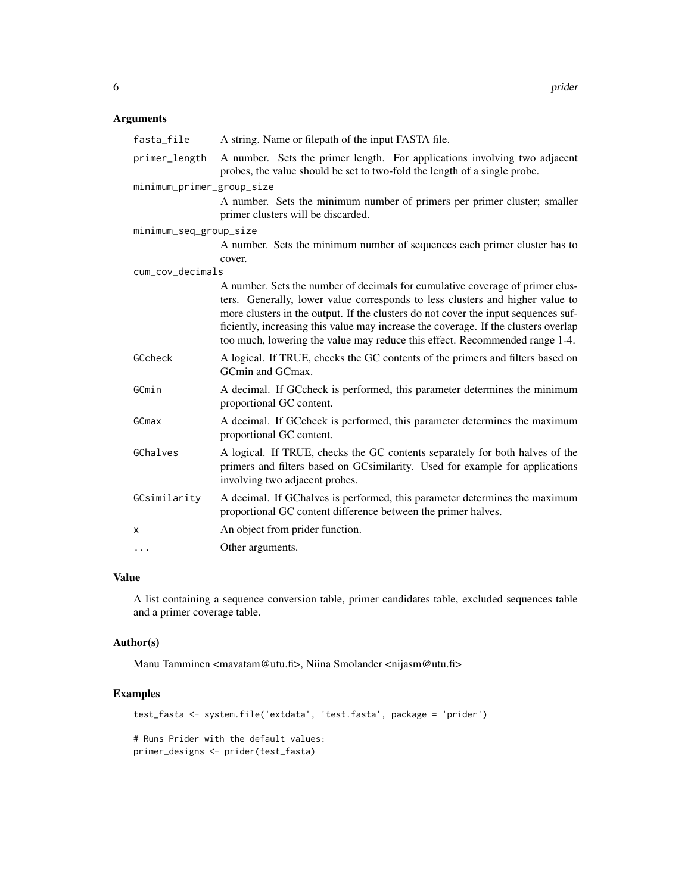### Arguments

| | |
|---|---|
| `fasta_file` | A string. Name or filepath of the input FASTA file. |
| `primer_length` | A number. Sets the primer length. For applications involving two adjacent probes, the value should be set to two-fold the length of a single probe. |
| `minimum_primer_group_size` | A number. Sets the minimum number of primers per primer cluster; smaller primer clusters will be discarded. |
| `minimum_seq_group_size` | A number. Sets the minimum number of sequences each primer cluster has to cover. |
| `cum_cov_decimals` | A number. Sets the number of decimals for cumulative coverage of primer clusters. Generally, lower value corresponds to less clusters and higher value to more clusters in the output. If the clusters do not cover the input sequences sufficiently, increasing this value may increase the coverage. If the clusters overlap too much, lowering the value may reduce this effect. Recommended range 1-4. |
| `GCcheck` | A logical. If TRUE, checks the GC contents of the primers and filters based on GCmin and GCmax. |
| `GCmin` | A decimal. If GCcheck is performed, this parameter determines the minimum proportional GC content. |
| `GCmax` | A decimal. If GCcheck is performed, this parameter determines the maximum proportional GC content. |
| `GChalves` | A logical. If TRUE, checks the GC contents separately for both halves of the primers and filters based on GCsimilarity. Used for example for applications involving two adjacent probes. |
| `GCsimilarity` | A decimal. If GChalves is performed, this parameter determines the maximum proportional GC content difference between the primer halves. |
| `x` | An object from prider function. |
| `...` | Other arguments. |

### Value

A list containing a sequence conversion table, primer candidates table, excluded sequences table and a primer coverage table.

### Author(s)

Manu Tamminen <mavatam@utu.fi>, Niina Smolander <nijasm@utu.fi>

### Examples

```
test_fasta <- system.file('extdata', 'test.fasta', package = 'prider')

# Runs Prider with the default values:
primer_designs <- prider(test_fasta)
```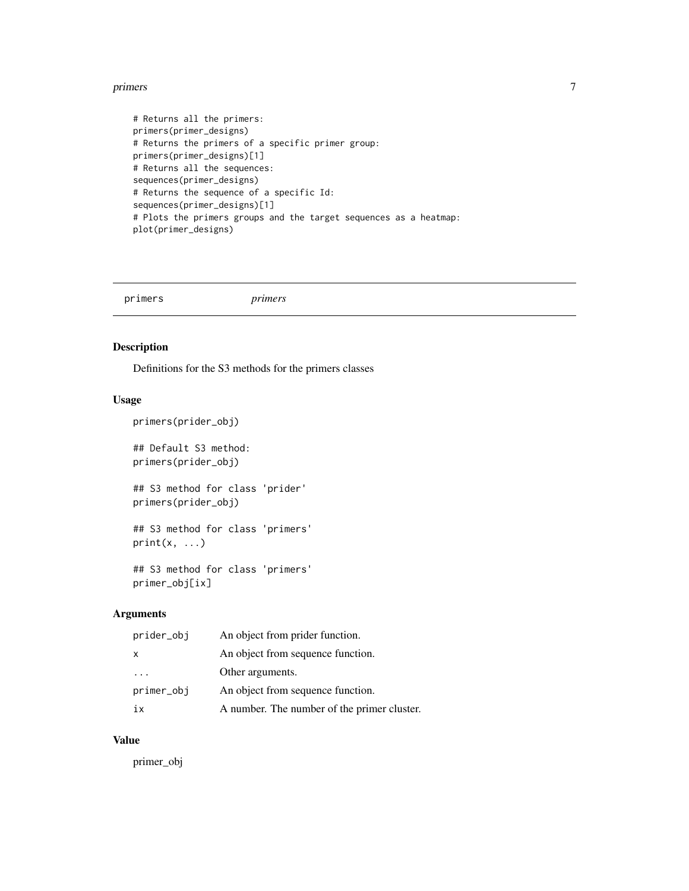```
# Returns all the primers:
primers(primer_designs)
# Returns the primers of a specific primer group:
primers(primer_designs)[1]
# Returns all the sequences:
sequences(primer_designs)
# Returns the sequence of a specific Id:
sequences(primer_designs)[1]
# Plots the primers groups and the target sequences as a heatmap:
plot(primer_designs)
```

---

## primers *primers*

---

### Description

Definitions for the S3 methods for the primers classes

### Usage

```
primers(prider_obj)

## Default S3 method:
primers(prider_obj)

## S3 method for class 'prider'
primers(prider_obj)

## S3 method for class 'primers'
print(x, ...)

## S3 method for class 'primers'
primer_obj[ix]
```

### Arguments

| | |
|---|---|
| prider_obj | An object from prider function. |
| x | An object from sequence function. |
| ... | Other arguments. |
| primer_obj | An object from sequence function. |
| ix | A number. The number of the primer cluster. |

### Value

primer_obj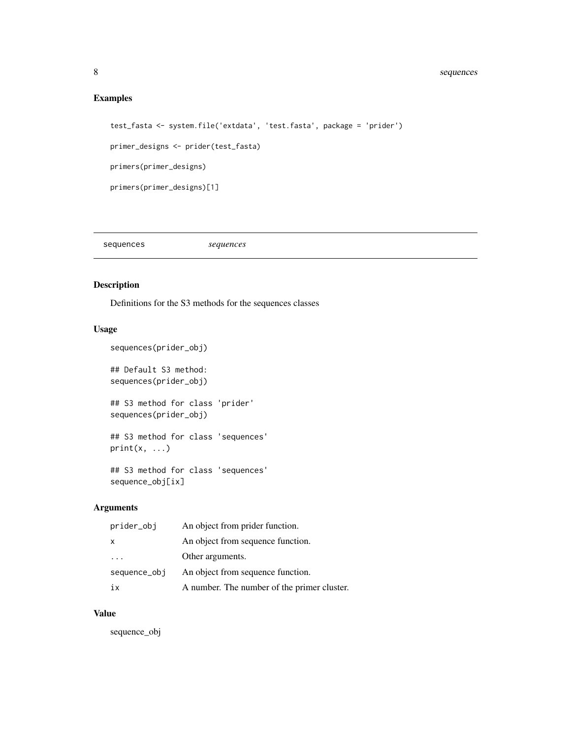## Examples

```
test_fasta <- system.file('extdata', 'test.fasta', package = 'prider')

primer_designs <- prider(test_fasta)

primers(primer_designs)

primers(primer_designs)[1]
```

---

# sequences *sequences*

---

## Description

Definitions for the S3 methods for the sequences classes

## Usage

```
sequences(prider_obj)

## Default S3 method:
sequences(prider_obj)

## S3 method for class 'prider'
sequences(prider_obj)

## S3 method for class 'sequences'
print(x, ...)

## S3 method for class 'sequences'
sequence_obj[ix]
```

## Arguments

| | |
|---|---|
| prider_obj | An object from prider function. |
| x | An object from sequence function. |
| ... | Other arguments. |
| sequence_obj | An object from sequence function. |
| ix | A number. The number of the primer cluster. |

## Value

sequence_obj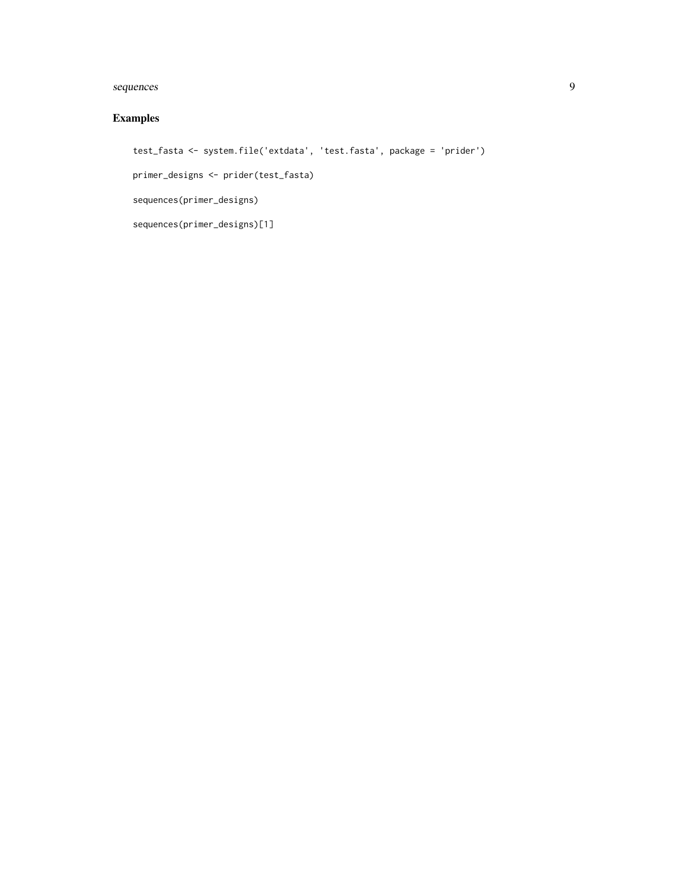## Examples

```
test_fasta <- system.file('extdata', 'test.fasta', package = 'prider')

primer_designs <- prider(test_fasta)

sequences(primer_designs)

sequences(primer_designs)[1]
```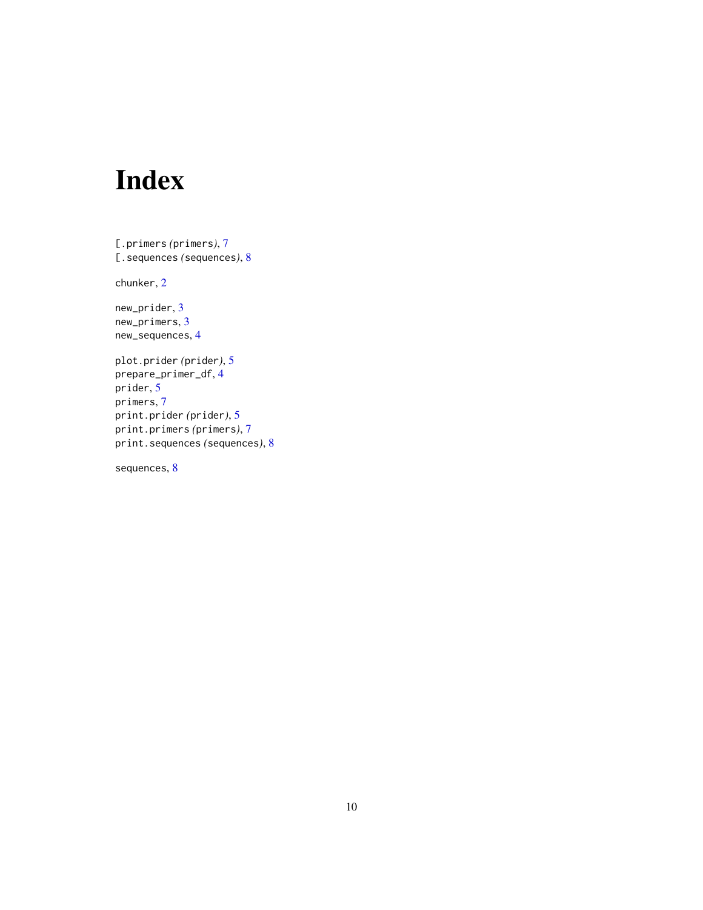# Index

[.primers (primers), 7
[.sequences (sequences), 8

chunker, 2

new_prider, 3
new_primers, 3
new_sequences, 4

plot.prider (prider), 5
prepare_primer_df, 4
prider, 5
primers, 7
print.prider (prider), 5
print.primers (primers), 7
print.sequences (sequences), 8

sequences, 8